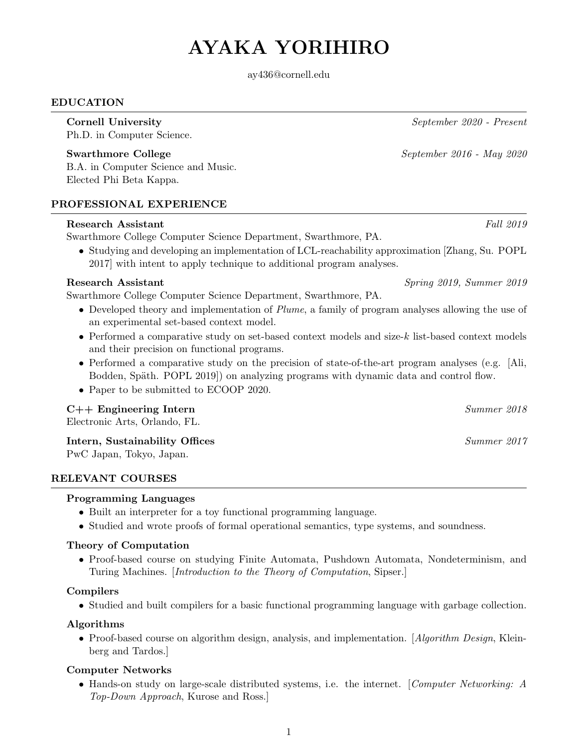# AYAKA YORIHIRO

ay436@cornell.edu

## EDUCATION

**Cornell University** *September 2020 - Present*
Ph.D. in Computer Science.

**Swarthmore College** *September 2016 - May 2020*
B.A. in Computer Science and Music.
Elected Phi Beta Kappa.

## PROFESSIONAL EXPERIENCE

**Research Assistant** *Fall 2019*
Swarthmore College Computer Science Department, Swarthmore, PA.

- Studying and developing an implementation of LCL-reachability approximation [Zhang, Su. POPL 2017] with intent to apply technique to additional program analyses.

**Research Assistant** *Spring 2019, Summer 2019*
Swarthmore College Computer Science Department, Swarthmore, PA.

- Developed theory and implementation of *Plume*, a family of program analyses allowing the use of an experimental set-based context model.
- Performed a comparative study on set-based context models and size-$k$ list-based context models and their precision on functional programs.
- Performed a comparative study on the precision of state-of-the-art program analyses (e.g. [Ali, Bodden, Späth. POPL 2019]) on analyzing programs with dynamic data and control flow.
- Paper to be submitted to ECOOP 2020.

**C++ Engineering Intern** *Summer 2018*
Electronic Arts, Orlando, FL.

**Intern, Sustainability Offices** *Summer 2017*
PwC Japan, Tokyo, Japan.

## RELEVANT COURSES

**Programming Languages**

- Built an interpreter for a toy functional programming language.
- Studied and wrote proofs of formal operational semantics, type systems, and soundness.

**Theory of Computation**

- Proof-based course on studying Finite Automata, Pushdown Automata, Nondeterminism, and Turing Machines. [*Introduction to the Theory of Computation*, Sipser.]

**Compilers**

- Studied and built compilers for a basic functional programming language with garbage collection.

**Algorithms**

- Proof-based course on algorithm design, analysis, and implementation. [*Algorithm Design*, Kleinberg and Tardos.]

**Computer Networks**

- Hands-on study on large-scale distributed systems, i.e. the internet. [*Computer Networking: A Top-Down Approach*, Kurose and Ross.]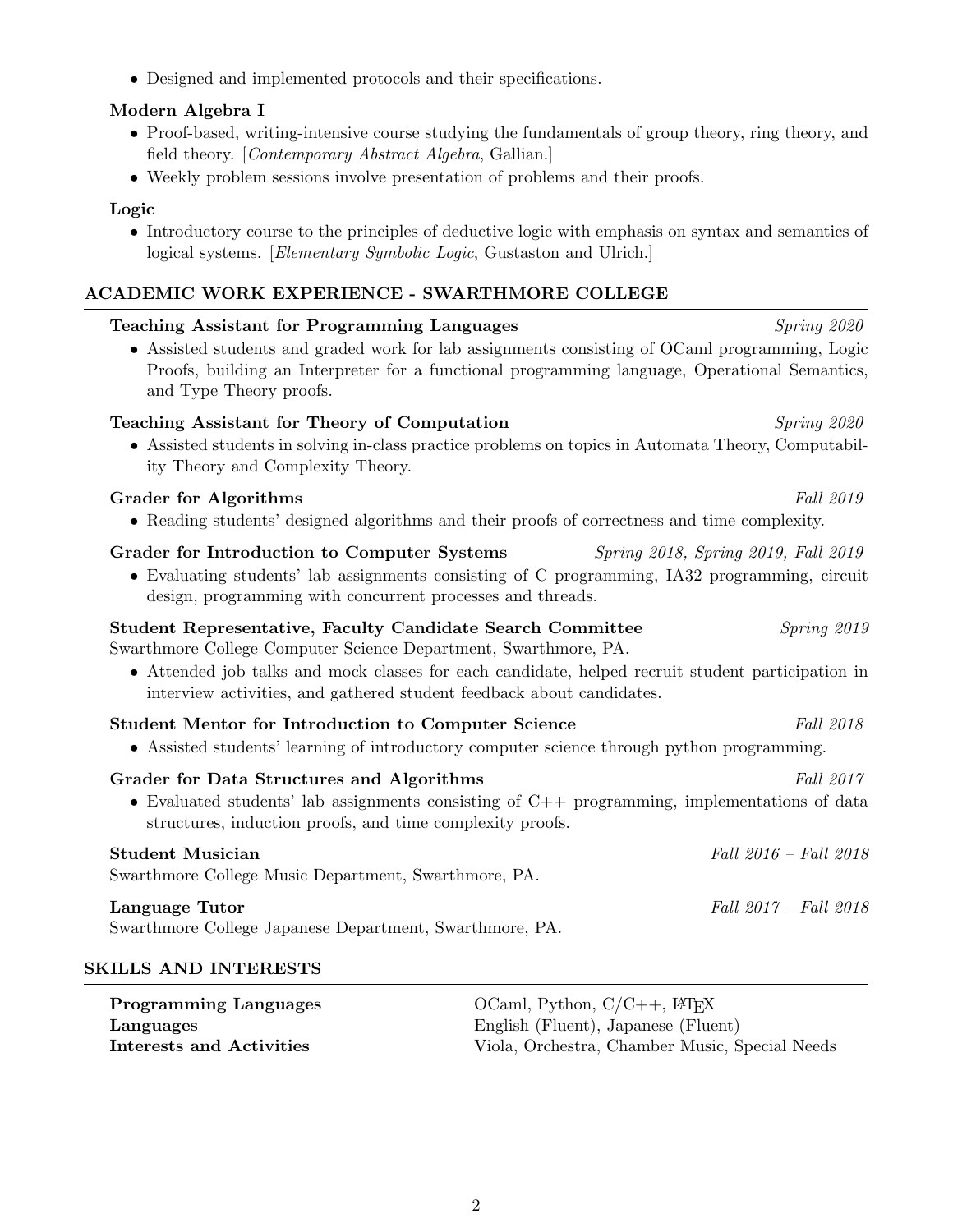- Designed and implemented protocols and their specifications.

**Modern Algebra I**

- Proof-based, writing-intensive course studying the fundamentals of group theory, ring theory, and field theory. [*Contemporary Abstract Algebra*, Gallian.]
- Weekly problem sessions involve presentation of problems and their proofs.

**Logic**

- Introductory course to the principles of deductive logic with emphasis on syntax and semantics of logical systems. [*Elementary Symbolic Logic*, Gustaston and Ulrich.]

## ACADEMIC WORK EXPERIENCE - SWARTHMORE COLLEGE

**Teaching Assistant for Programming Languages** *Spring 2020*

- Assisted students and graded work for lab assignments consisting of OCaml programming, Logic Proofs, building an Interpreter for a functional programming language, Operational Semantics, and Type Theory proofs.

**Teaching Assistant for Theory of Computation** *Spring 2020*

- Assisted students in solving in-class practice problems on topics in Automata Theory, Computability Theory and Complexity Theory.

**Grader for Algorithms** *Fall 2019*

- Reading students' designed algorithms and their proofs of correctness and time complexity.

**Grader for Introduction to Computer Systems** *Spring 2018, Spring 2019, Fall 2019*

- Evaluating students' lab assignments consisting of C programming, IA32 programming, circuit design, programming with concurrent processes and threads.

**Student Representative, Faculty Candidate Search Committee** *Spring 2019*
Swarthmore College Computer Science Department, Swarthmore, PA.

- Attended job talks and mock classes for each candidate, helped recruit student participation in interview activities, and gathered student feedback about candidates.

**Student Mentor for Introduction to Computer Science** *Fall 2018*

- Assisted students' learning of introductory computer science through python programming.

**Grader for Data Structures and Algorithms** *Fall 2017*

- Evaluated students' lab assignments consisting of C++ programming, implementations of data structures, induction proofs, and time complexity proofs.

**Student Musician** *Fall 2016 – Fall 2018*
Swarthmore College Music Department, Swarthmore, PA.

**Language Tutor** *Fall 2017 – Fall 2018*
Swarthmore College Japanese Department, Swarthmore, PA.

## SKILLS AND INTERESTS

**Programming Languages** OCaml, Python, C/C++, LaTeX
**Languages** English (Fluent), Japanese (Fluent)
**Interests and Activities** Viola, Orchestra, Chamber Music, Special Needs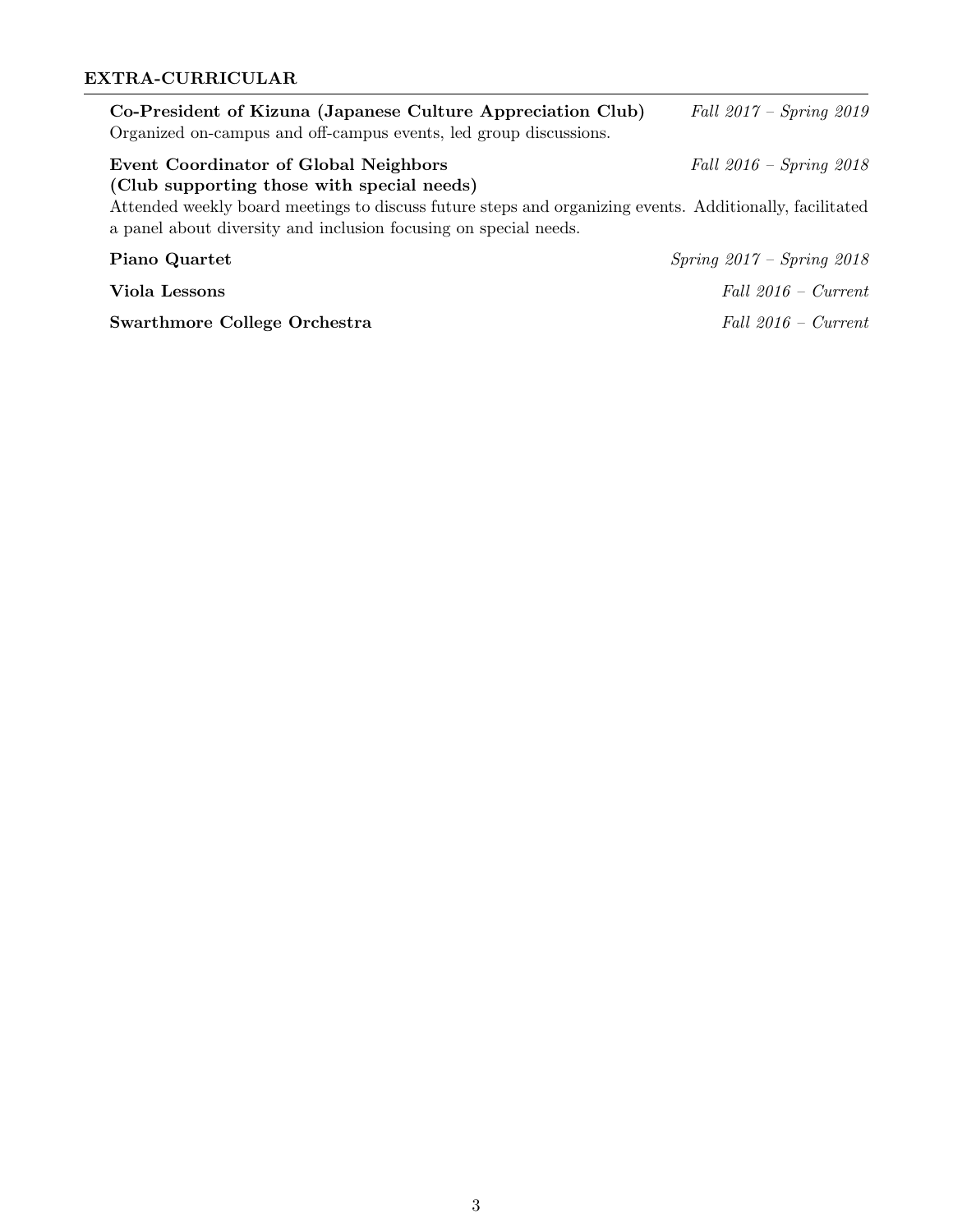## EXTRA-CURRICULAR

**Co-President of Kizuna (Japanese Culture Appreciation Club)** *Fall 2017 – Spring 2019*
Organized on-campus and off-campus events, led group discussions.

**Event Coordinator of Global Neighbors**
**(Club supporting those with special needs)** *Fall 2016 – Spring 2018*
Attended weekly board meetings to discuss future steps and organizing events. Additionally, facilitated a panel about diversity and inclusion focusing on special needs.

**Piano Quartet** *Spring 2017 – Spring 2018*

**Viola Lessons** *Fall 2016 – Current*

**Swarthmore College Orchestra** *Fall 2016 – Current*